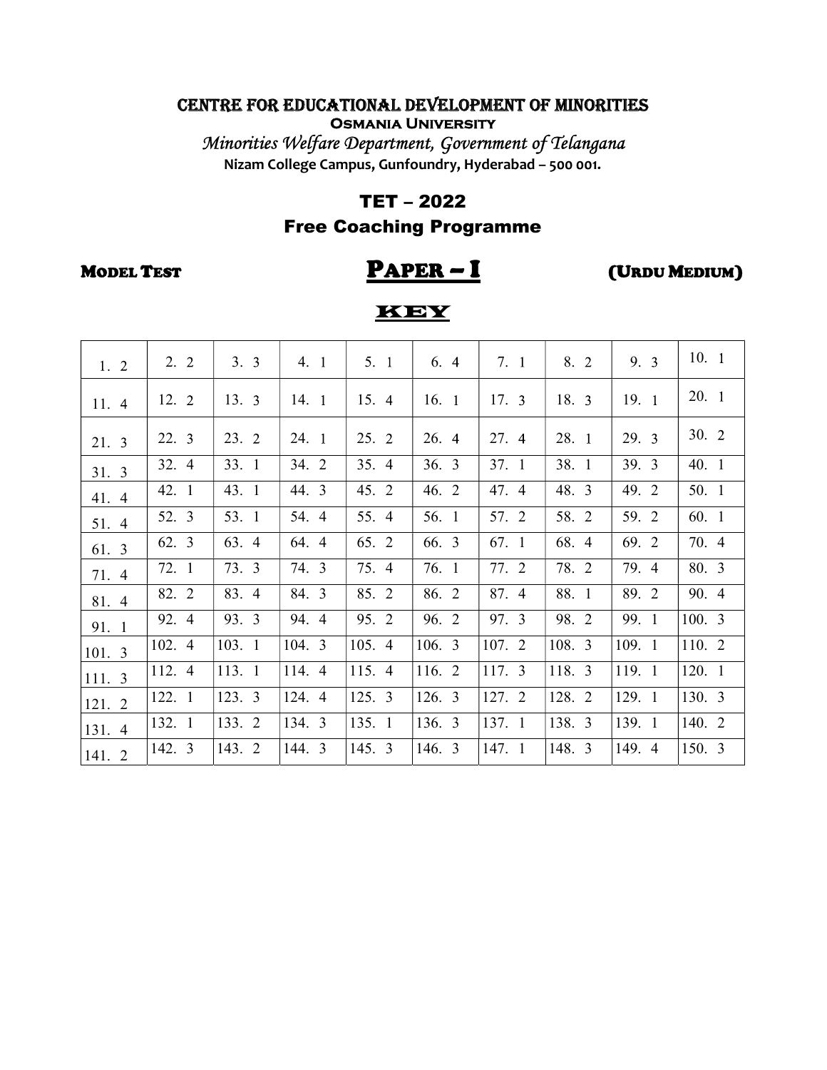# CENTRE FOR EDUCATIONAL DEVELOPMENT OF MINORITIES

**OSMANIA UNIVERSITY**

*Minorities Welfare Department, Government of Telangana*

**Nizam College Campus, Gunfoundry, Hyderabad – 500 001.**

## TET – 2022

## Free Coaching Programme

**MODEL TEST** **PAPER – I** **(URDU MEDIUM)**

## KEY

| | | | | | | | | | |
|---|---|---|---|---|---|---|---|---|---|
| 1. 2 | 2. 2 | 3. 3 | 4. 1 | 5. 1 | 6. 4 | 7. 1 | 8. 2 | 9. 3 | 10. 1 |
| 11. 4 | 12. 2 | 13. 3 | 14. 1 | 15. 4 | 16. 1 | 17. 3 | 18. 3 | 19. 1 | 20. 1 |
| 21. 3 | 22. 3 | 23. 2 | 24. 1 | 25. 2 | 26. 4 | 27. 4 | 28. 1 | 29. 3 | 30. 2 |
| 31. 3 | 32. 4 | 33. 1 | 34. 2 | 35. 4 | 36. 3 | 37. 1 | 38. 1 | 39. 3 | 40. 1 |
| 41. 4 | 42. 1 | 43. 1 | 44. 3 | 45. 2 | 46. 2 | 47. 4 | 48. 3 | 49. 2 | 50. 1 |
| 51. 4 | 52. 3 | 53. 1 | 54. 4 | 55. 4 | 56. 1 | 57. 2 | 58. 2 | 59. 2 | 60. 1 |
| 61. 3 | 62. 3 | 63. 4 | 64. 4 | 65. 2 | 66. 3 | 67. 1 | 68. 4 | 69. 2 | 70. 4 |
| 71. 4 | 72. 1 | 73. 3 | 74. 3 | 75. 4 | 76. 1 | 77. 2 | 78. 2 | 79. 4 | 80. 3 |
| 81. 4 | 82. 2 | 83. 4 | 84. 3 | 85. 2 | 86. 2 | 87. 4 | 88. 1 | 89. 2 | 90. 4 |
| 91. 1 | 92. 4 | 93. 3 | 94. 4 | 95. 2 | 96. 2 | 97. 3 | 98. 2 | 99. 1 | 100. 3 |
| 101. 3 | 102. 4 | 103. 1 | 104. 3 | 105. 4 | 106. 3 | 107. 2 | 108. 3 | 109. 1 | 110. 2 |
| 111. 3 | 112. 4 | 113. 1 | 114. 4 | 115. 4 | 116. 2 | 117. 3 | 118. 3 | 119. 1 | 120. 1 |
| 121. 2 | 122. 1 | 123. 3 | 124. 4 | 125. 3 | 126. 3 | 127. 2 | 128. 2 | 129. 1 | 130. 3 |
| 131. 4 | 132. 1 | 133. 2 | 134. 3 | 135. 1 | 136. 3 | 137. 1 | 138. 3 | 139. 1 | 140. 2 |
| 141. 2 | 142. 3 | 143. 2 | 144. 3 | 145. 3 | 146. 3 | 147. 1 | 148. 3 | 149. 4 | 150. 3 |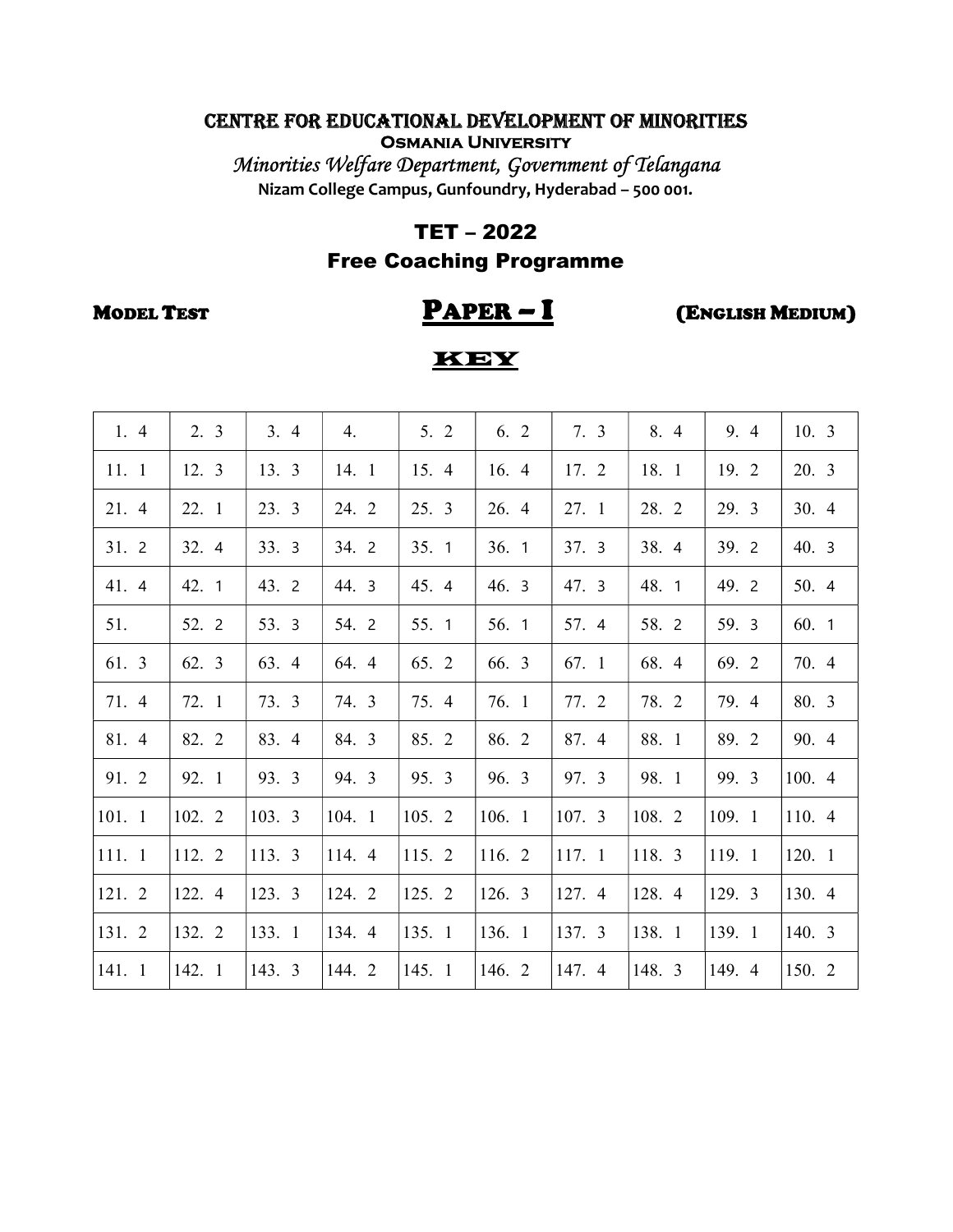# CENTRE FOR EDUCATIONAL DEVELOPMENT OF MINORITIES

**Osmania University**

*Minorities Welfare Department, Government of Telangana*

**Nizam College Campus, Gunfoundry, Hyderabad – 500 001.**

## TET – 2022

## Free Coaching Programme

**Model Test** **PAPER – I** **(English Medium)**

## KEY

| | | | | | | | | | |
|---|---|---|---|---|---|---|---|---|---|
| 1. 4 | 2. 3 | 3. 4 | 4. | 5. 2 | 6. 2 | 7. 3 | 8. 4 | 9. 4 | 10. 3 |
| 11. 1 | 12. 3 | 13. 3 | 14. 1 | 15. 4 | 16. 4 | 17. 2 | 18. 1 | 19. 2 | 20. 3 |
| 21. 4 | 22. 1 | 23. 3 | 24. 2 | 25. 3 | 26. 4 | 27. 1 | 28. 2 | 29. 3 | 30. 4 |
| 31. 2 | 32. 4 | 33. 3 | 34. 2 | 35. 1 | 36. 1 | 37. 3 | 38. 4 | 39. 2 | 40. 3 |
| 41. 4 | 42. 1 | 43. 2 | 44. 3 | 45. 4 | 46. 3 | 47. 3 | 48. 1 | 49. 2 | 50. 4 |
| 51. | 52. 2 | 53. 3 | 54. 2 | 55. 1 | 56. 1 | 57. 4 | 58. 2 | 59. 3 | 60. 1 |
| 61. 3 | 62. 3 | 63. 4 | 64. 4 | 65. 2 | 66. 3 | 67. 1 | 68. 4 | 69. 2 | 70. 4 |
| 71. 4 | 72. 1 | 73. 3 | 74. 3 | 75. 4 | 76. 1 | 77. 2 | 78. 2 | 79. 4 | 80. 3 |
| 81. 4 | 82. 2 | 83. 4 | 84. 3 | 85. 2 | 86. 2 | 87. 4 | 88. 1 | 89. 2 | 90. 4 |
| 91. 2 | 92. 1 | 93. 3 | 94. 3 | 95. 3 | 96. 3 | 97. 3 | 98. 1 | 99. 3 | 100. 4 |
| 101. 1 | 102. 2 | 103. 3 | 104. 1 | 105. 2 | 106. 1 | 107. 3 | 108. 2 | 109. 1 | 110. 4 |
| 111. 1 | 112. 2 | 113. 3 | 114. 4 | 115. 2 | 116. 2 | 117. 1 | 118. 3 | 119. 1 | 120. 1 |
| 121. 2 | 122. 4 | 123. 3 | 124. 2 | 125. 2 | 126. 3 | 127. 4 | 128. 4 | 129. 3 | 130. 4 |
| 131. 2 | 132. 2 | 133. 1 | 134. 4 | 135. 1 | 136. 1 | 137. 3 | 138. 1 | 139. 1 | 140. 3 |
| 141. 1 | 142. 1 | 143. 3 | 144. 2 | 145. 1 | 146. 2 | 147. 4 | 148. 3 | 149. 4 | 150. 2 |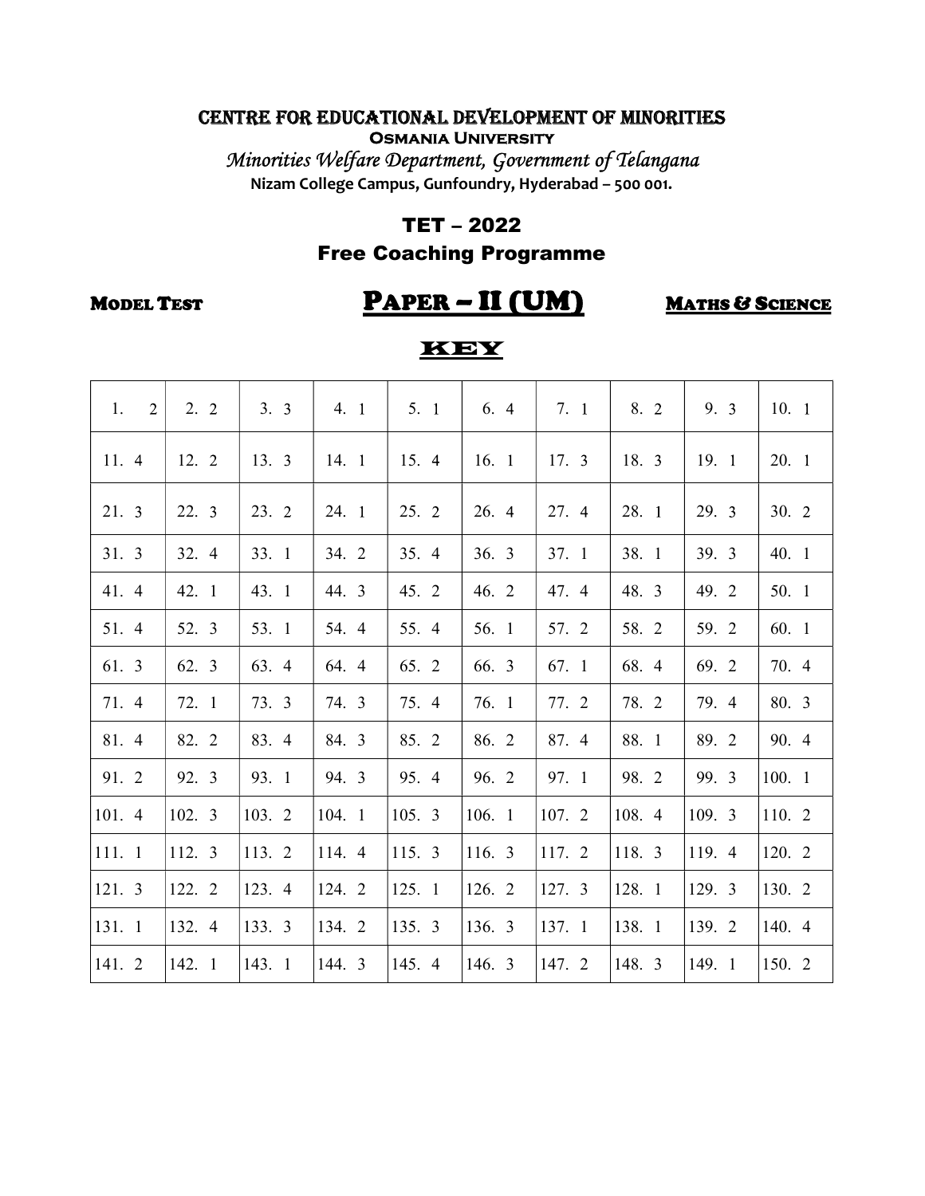# CENTRE FOR EDUCATIONAL DEVELOPMENT OF MINORITIES

**Osmania University**

*Minorities Welfare Department, Government of Telangana*

**Nizam College Campus, Gunfoundry, Hyderabad – 500 001.**

## TET – 2022

## Free Coaching Programme

**Model Test** **Paper – II (UM)** **Maths & Science**

## KEY

| | | | | | | | | | |
|---|---|---|---|---|---|---|---|---|---|
| 1. 2 | 2. 2 | 3. 3 | 4. 1 | 5. 1 | 6. 4 | 7. 1 | 8. 2 | 9. 3 | 10. 1 |
| 11. 4 | 12. 2 | 13. 3 | 14. 1 | 15. 4 | 16. 1 | 17. 3 | 18. 3 | 19. 1 | 20. 1 |
| 21. 3 | 22. 3 | 23. 2 | 24. 1 | 25. 2 | 26. 4 | 27. 4 | 28. 1 | 29. 3 | 30. 2 |
| 31. 3 | 32. 4 | 33. 1 | 34. 2 | 35. 4 | 36. 3 | 37. 1 | 38. 1 | 39. 3 | 40. 1 |
| 41. 4 | 42. 1 | 43. 1 | 44. 3 | 45. 2 | 46. 2 | 47. 4 | 48. 3 | 49. 2 | 50. 1 |
| 51. 4 | 52. 3 | 53. 1 | 54. 4 | 55. 4 | 56. 1 | 57. 2 | 58. 2 | 59. 2 | 60. 1 |
| 61. 3 | 62. 3 | 63. 4 | 64. 4 | 65. 2 | 66. 3 | 67. 1 | 68. 4 | 69. 2 | 70. 4 |
| 71. 4 | 72. 1 | 73. 3 | 74. 3 | 75. 4 | 76. 1 | 77. 2 | 78. 2 | 79. 4 | 80. 3 |
| 81. 4 | 82. 2 | 83. 4 | 84. 3 | 85. 2 | 86. 2 | 87. 4 | 88. 1 | 89. 2 | 90. 4 |
| 91. 2 | 92. 3 | 93. 1 | 94. 3 | 95. 4 | 96. 2 | 97. 1 | 98. 2 | 99. 3 | 100. 1 |
| 101. 4 | 102. 3 | 103. 2 | 104. 1 | 105. 3 | 106. 1 | 107. 2 | 108. 4 | 109. 3 | 110. 2 |
| 111. 1 | 112. 3 | 113. 2 | 114. 4 | 115. 3 | 116. 3 | 117. 2 | 118. 3 | 119. 4 | 120. 2 |
| 121. 3 | 122. 2 | 123. 4 | 124. 2 | 125. 1 | 126. 2 | 127. 3 | 128. 1 | 129. 3 | 130. 2 |
| 131. 1 | 132. 4 | 133. 3 | 134. 2 | 135. 3 | 136. 3 | 137. 1 | 138. 1 | 139. 2 | 140. 4 |
| 141. 2 | 142. 1 | 143. 1 | 144. 3 | 145. 4 | 146. 3 | 147. 2 | 148. 3 | 149. 1 | 150. 2 |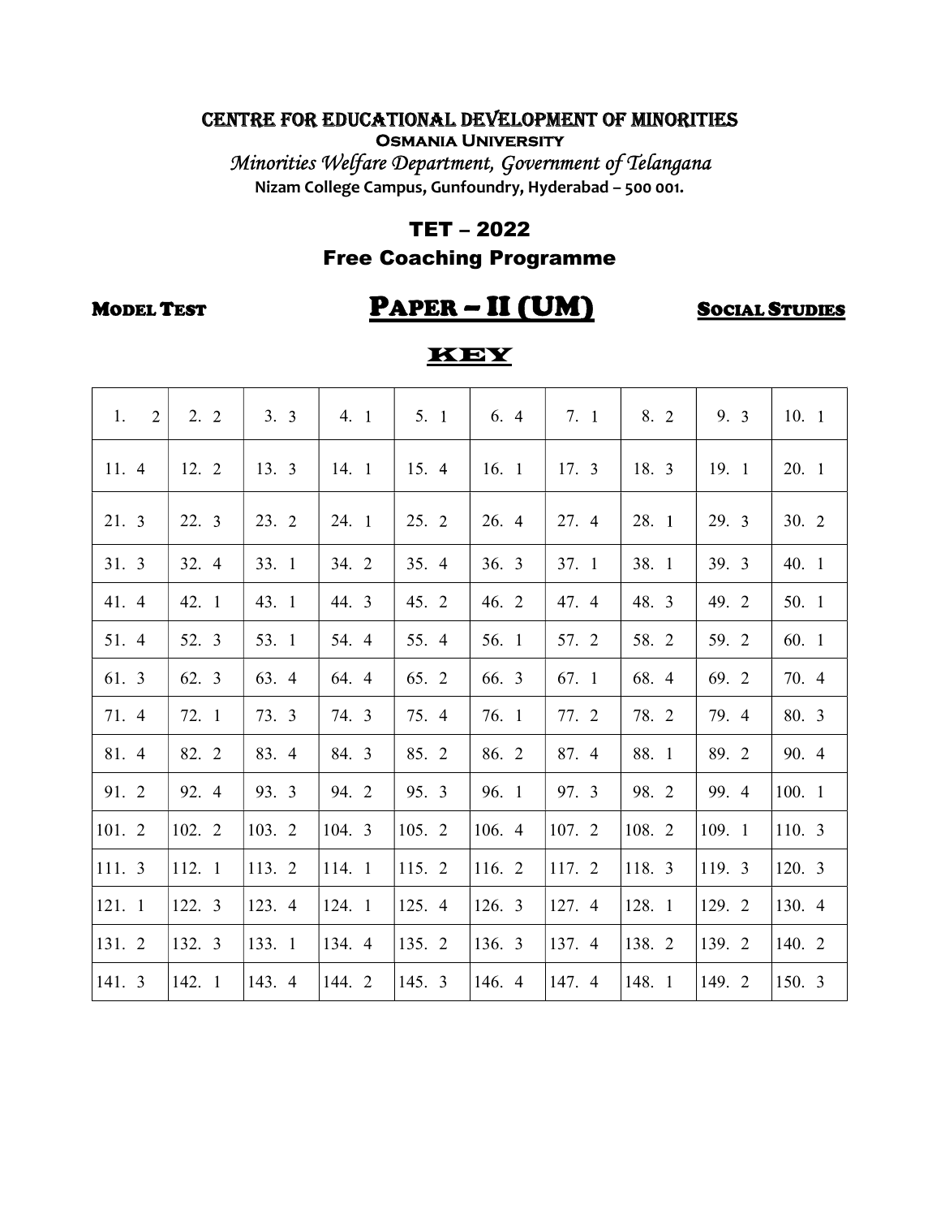# CENTRE FOR EDUCATIONAL DEVELOPMENT OF MINORITIES

**Osmania University**

*Minorities Welfare Department, Government of Telangana*

**Nizam College Campus, Gunfoundry, Hyderabad – 500 001.**

## TET – 2022

## Free Coaching Programme

**Model Test** — **Paper – II (UM)** — **Social Studies**

## KEY

| | | | | | | | | | |
|---|---|---|---|---|---|---|---|---|---|
| 1. 2 | 2. 2 | 3. 3 | 4. 1 | 5. 1 | 6. 4 | 7. 1 | 8. 2 | 9. 3 | 10. 1 |
| 11. 4 | 12. 2 | 13. 3 | 14. 1 | 15. 4 | 16. 1 | 17. 3 | 18. 3 | 19. 1 | 20. 1 |
| 21. 3 | 22. 3 | 23. 2 | 24. 1 | 25. 2 | 26. 4 | 27. 4 | 28. 1 | 29. 3 | 30. 2 |
| 31. 3 | 32. 4 | 33. 1 | 34. 2 | 35. 4 | 36. 3 | 37. 1 | 38. 1 | 39. 3 | 40. 1 |
| 41. 4 | 42. 1 | 43. 1 | 44. 3 | 45. 2 | 46. 2 | 47. 4 | 48. 3 | 49. 2 | 50. 1 |
| 51. 4 | 52. 3 | 53. 1 | 54. 4 | 55. 4 | 56. 1 | 57. 2 | 58. 2 | 59. 2 | 60. 1 |
| 61. 3 | 62. 3 | 63. 4 | 64. 4 | 65. 2 | 66. 3 | 67. 1 | 68. 4 | 69. 2 | 70. 4 |
| 71. 4 | 72. 1 | 73. 3 | 74. 3 | 75. 4 | 76. 1 | 77. 2 | 78. 2 | 79. 4 | 80. 3 |
| 81. 4 | 82. 2 | 83. 4 | 84. 3 | 85. 2 | 86. 2 | 87. 4 | 88. 1 | 89. 2 | 90. 4 |
| 91. 2 | 92. 4 | 93. 3 | 94. 2 | 95. 3 | 96. 1 | 97. 3 | 98. 2 | 99. 4 | 100. 1 |
| 101. 2 | 102. 2 | 103. 2 | 104. 3 | 105. 2 | 106. 4 | 107. 2 | 108. 2 | 109. 1 | 110. 3 |
| 111. 3 | 112. 1 | 113. 2 | 114. 1 | 115. 2 | 116. 2 | 117. 2 | 118. 3 | 119. 3 | 120. 3 |
| 121. 1 | 122. 3 | 123. 4 | 124. 1 | 125. 4 | 126. 3 | 127. 4 | 128. 1 | 129. 2 | 130. 4 |
| 131. 2 | 132. 3 | 133. 1 | 134. 4 | 135. 2 | 136. 3 | 137. 4 | 138. 2 | 139. 2 | 140. 2 |
| 141. 3 | 142. 1 | 143. 4 | 144. 2 | 145. 3 | 146. 4 | 147. 4 | 148. 1 | 149. 2 | 150. 3 |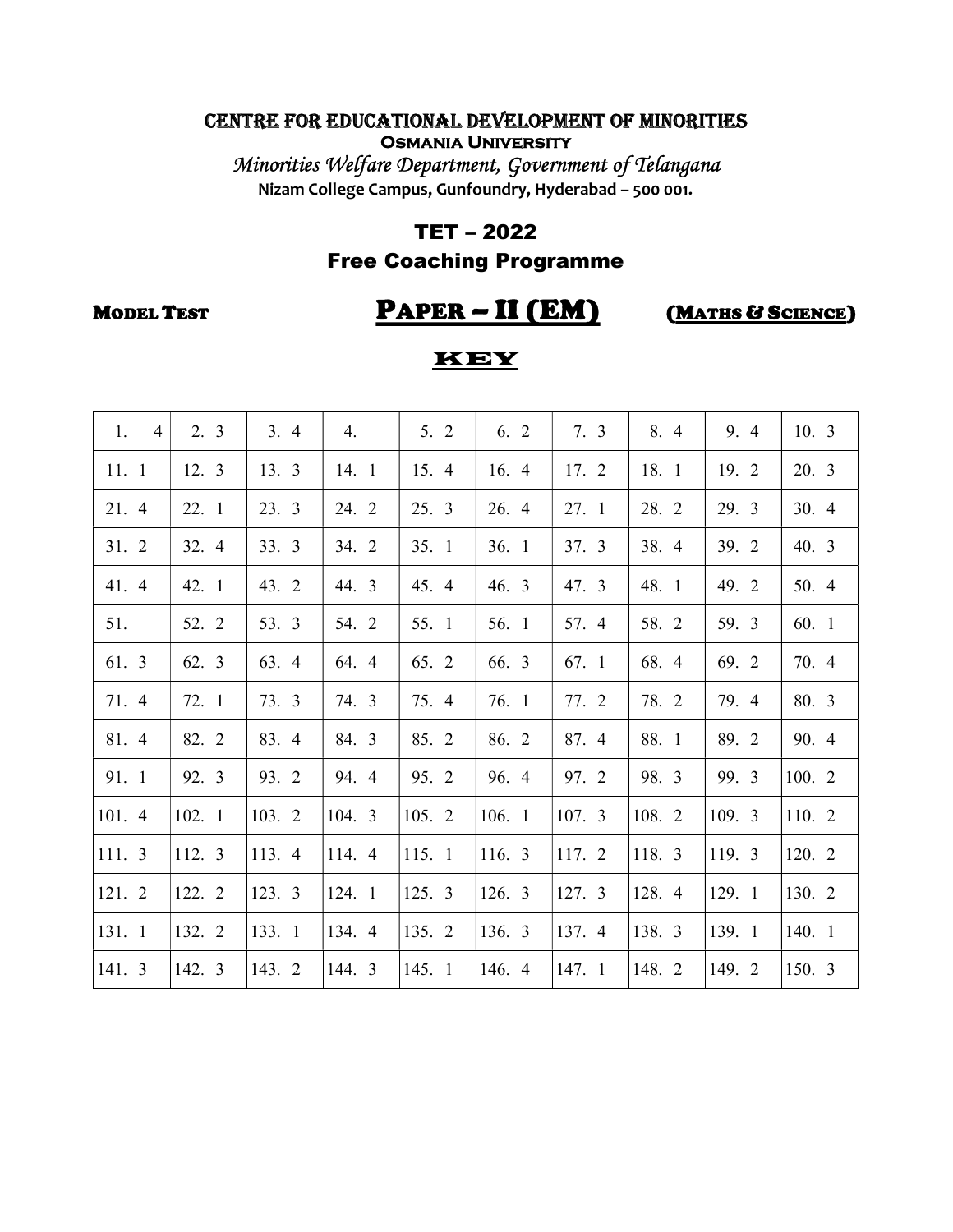# CENTRE FOR EDUCATIONAL DEVELOPMENT OF MINORITIES

**Osmania University**

*Minorities Welfare Department, Government of Telangana*

**Nizam College Campus, Gunfoundry, Hyderabad – 500 001.**

## TET – 2022

## Free Coaching Programme

**Model Test** **Paper – II (EM)** **(Maths & Science)**

## KEY

| | | | | | | | | | |
|---|---|---|---|---|---|---|---|---|---|
| 1. 4 | 2. 3 | 3. 4 | 4. | 5. 2 | 6. 2 | 7. 3 | 8. 4 | 9. 4 | 10. 3 |
| 11. 1 | 12. 3 | 13. 3 | 14. 1 | 15. 4 | 16. 4 | 17. 2 | 18. 1 | 19. 2 | 20. 3 |
| 21. 4 | 22. 1 | 23. 3 | 24. 2 | 25. 3 | 26. 4 | 27. 1 | 28. 2 | 29. 3 | 30. 4 |
| 31. 2 | 32. 4 | 33. 3 | 34. 2 | 35. 1 | 36. 1 | 37. 3 | 38. 4 | 39. 2 | 40. 3 |
| 41. 4 | 42. 1 | 43. 2 | 44. 3 | 45. 4 | 46. 3 | 47. 3 | 48. 1 | 49. 2 | 50. 4 |
| 51. | 52. 2 | 53. 3 | 54. 2 | 55. 1 | 56. 1 | 57. 4 | 58. 2 | 59. 3 | 60. 1 |
| 61. 3 | 62. 3 | 63. 4 | 64. 4 | 65. 2 | 66. 3 | 67. 1 | 68. 4 | 69. 2 | 70. 4 |
| 71. 4 | 72. 1 | 73. 3 | 74. 3 | 75. 4 | 76. 1 | 77. 2 | 78. 2 | 79. 4 | 80. 3 |
| 81. 4 | 82. 2 | 83. 4 | 84. 3 | 85. 2 | 86. 2 | 87. 4 | 88. 1 | 89. 2 | 90. 4 |
| 91. 1 | 92. 3 | 93. 2 | 94. 4 | 95. 2 | 96. 4 | 97. 2 | 98. 3 | 99. 3 | 100. 2 |
| 101. 4 | 102. 1 | 103. 2 | 104. 3 | 105. 2 | 106. 1 | 107. 3 | 108. 2 | 109. 3 | 110. 2 |
| 111. 3 | 112. 3 | 113. 4 | 114. 4 | 115. 1 | 116. 3 | 117. 2 | 118. 3 | 119. 3 | 120. 2 |
| 121. 2 | 122. 2 | 123. 3 | 124. 1 | 125. 3 | 126. 3 | 127. 3 | 128. 4 | 129. 1 | 130. 2 |
| 131. 1 | 132. 2 | 133. 1 | 134. 4 | 135. 2 | 136. 3 | 137. 4 | 138. 3 | 139. 1 | 140. 1 |
| 141. 3 | 142. 3 | 143. 2 | 144. 3 | 145. 1 | 146. 4 | 147. 1 | 148. 2 | 149. 2 | 150. 3 |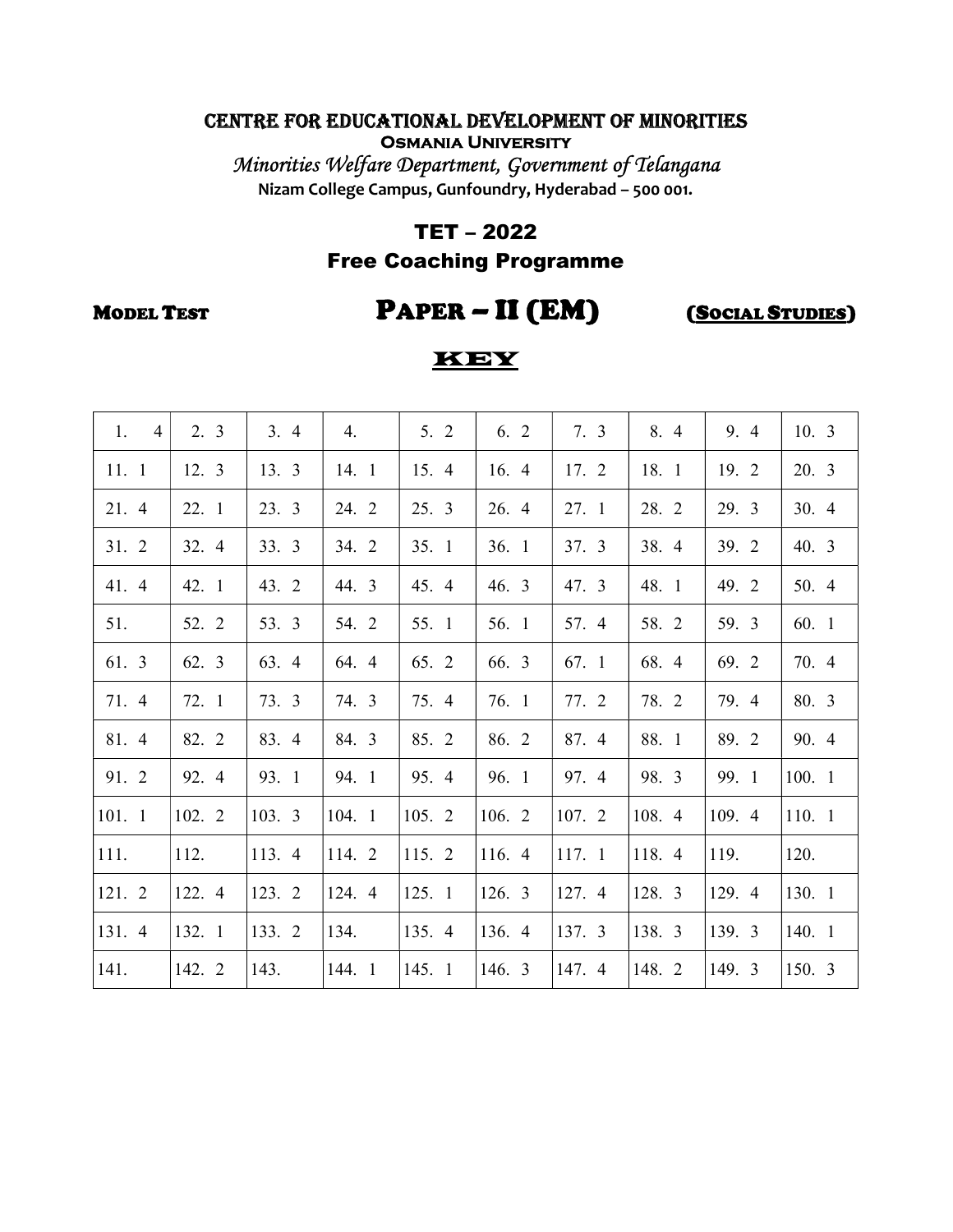# CENTRE FOR EDUCATIONAL DEVELOPMENT OF MINORITIES

**OSMANIA UNIVERSITY**

*Minorities Welfare Department, Government of Telangana*

**Nizam College Campus, Gunfoundry, Hyderabad – 500 001.**

## TET – 2022
## Free Coaching Programme

**MODEL TEST** **PAPER – II (EM)** **(SOCIAL STUDIES)**

## KEY

| | | | | | | | | | |
|---|---|---|---|---|---|---|---|---|---|
| 1. 4 | 2. 3 | 3. 4 | 4. | 5. 2 | 6. 2 | 7. 3 | 8. 4 | 9. 4 | 10. 3 |
| 11. 1 | 12. 3 | 13. 3 | 14. 1 | 15. 4 | 16. 4 | 17. 2 | 18. 1 | 19. 2 | 20. 3 |
| 21. 4 | 22. 1 | 23. 3 | 24. 2 | 25. 3 | 26. 4 | 27. 1 | 28. 2 | 29. 3 | 30. 4 |
| 31. 2 | 32. 4 | 33. 3 | 34. 2 | 35. 1 | 36. 1 | 37. 3 | 38. 4 | 39. 2 | 40. 3 |
| 41. 4 | 42. 1 | 43. 2 | 44. 3 | 45. 4 | 46. 3 | 47. 3 | 48. 1 | 49. 2 | 50. 4 |
| 51. | 52. 2 | 53. 3 | 54. 2 | 55. 1 | 56. 1 | 57. 4 | 58. 2 | 59. 3 | 60. 1 |
| 61. 3 | 62. 3 | 63. 4 | 64. 4 | 65. 2 | 66. 3 | 67. 1 | 68. 4 | 69. 2 | 70. 4 |
| 71. 4 | 72. 1 | 73. 3 | 74. 3 | 75. 4 | 76. 1 | 77. 2 | 78. 2 | 79. 4 | 80. 3 |
| 81. 4 | 82. 2 | 83. 4 | 84. 3 | 85. 2 | 86. 2 | 87. 4 | 88. 1 | 89. 2 | 90. 4 |
| 91. 2 | 92. 4 | 93. 1 | 94. 1 | 95. 4 | 96. 1 | 97. 4 | 98. 3 | 99. 1 | 100. 1 |
| 101. 1 | 102. 2 | 103. 3 | 104. 1 | 105. 2 | 106. 2 | 107. 2 | 108. 4 | 109. 4 | 110. 1 |
| 111. | 112. | 113. 4 | 114. 2 | 115. 2 | 116. 4 | 117. 1 | 118. 4 | 119. | 120. |
| 121. 2 | 122. 4 | 123. 2 | 124. 4 | 125. 1 | 126. 3 | 127. 4 | 128. 3 | 129. 4 | 130. 1 |
| 131. 4 | 132. 1 | 133. 2 | 134. | 135. 4 | 136. 4 | 137. 3 | 138. 3 | 139. 3 | 140. 1 |
| 141. | 142. 2 | 143. | 144. 1 | 145. 1 | 146. 3 | 147. 4 | 148. 2 | 149. 3 | 150. 3 |